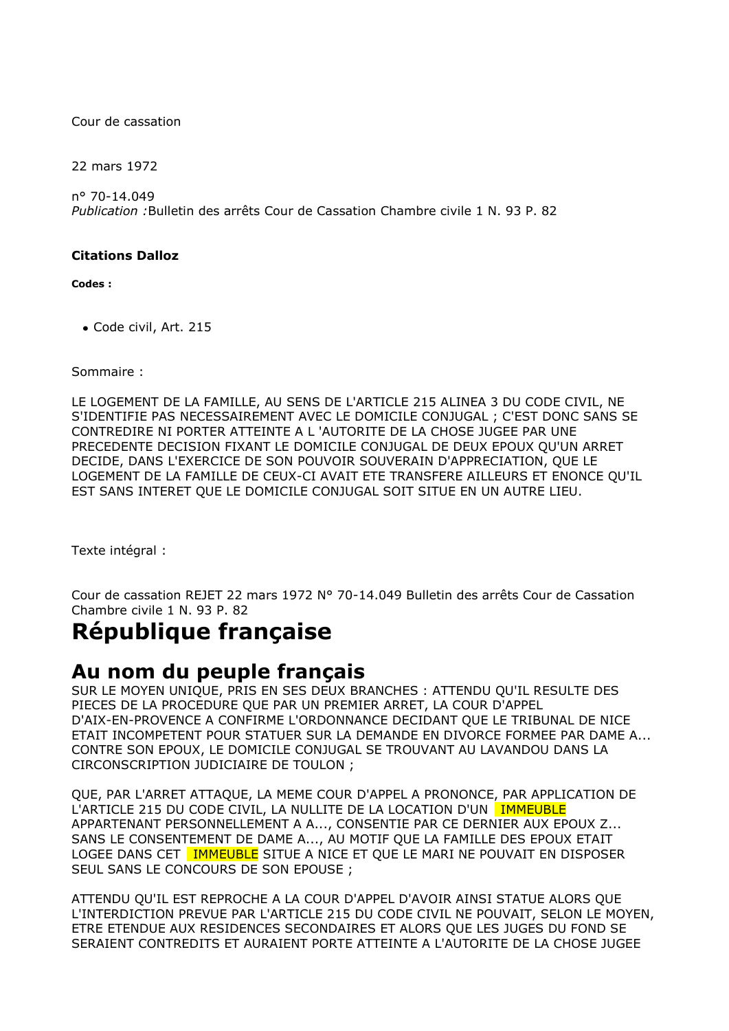Cour de cassation

22 mars 1972

n° 70-14.049
*Publication :* Bulletin des arrêts Cour de Cassation Chambre civile 1 N. 93 P. 82

**Citations Dalloz**

**Codes :**

- Code civil, Art. 215

Sommaire :

LE LOGEMENT DE LA FAMILLE, AU SENS DE L'ARTICLE 215 ALINEA 3 DU CODE CIVIL, NE S'IDENTIFIE PAS NECESSAIREMENT AVEC LE DOMICILE CONJUGAL ; C'EST DONC SANS SE CONTREDIRE NI PORTER ATTEINTE A L 'AUTORITE DE LA CHOSE JUGEE PAR UNE PRECEDENTE DECISION FIXANT LE DOMICILE CONJUGAL DE DEUX EPOUX QU'UN ARRET DECIDE, DANS L'EXERCICE DE SON POUVOIR SOUVERAIN D'APPRECIATION, QUE LE LOGEMENT DE LA FAMILLE DE CEUX-CI AVAIT ETE TRANSFERE AILLEURS ET ENONCE QU'IL EST SANS INTERET QUE LE DOMICILE CONJUGAL SOIT SITUE EN UN AUTRE LIEU.

Texte intégral :

Cour de cassation REJET 22 mars 1972 N° 70-14.049 Bulletin des arrêts Cour de Cassation Chambre civile 1 N. 93 P. 82

# République française

## Au nom du peuple français

SUR LE MOYEN UNIQUE, PRIS EN SES DEUX BRANCHES : ATTENDU QU'IL RESULTE DES PIECES DE LA PROCEDURE QUE PAR UN PREMIER ARRET, LA COUR D'APPEL D'AIX-EN-PROVENCE A CONFIRME L'ORDONNANCE DECIDANT QUE LE TRIBUNAL DE NICE ETAIT INCOMPETENT POUR STATUER SUR LA DEMANDE EN DIVORCE FORMEE PAR DAME A... CONTRE SON EPOUX, LE DOMICILE CONJUGAL SE TROUVANT AU LAVANDOU DANS LA CIRCONSCRIPTION JUDICIAIRE DE TOULON ;

QUE, PAR L'ARRET ATTAQUE, LA MEME COUR D'APPEL A PRONONCE, PAR APPLICATION DE L'ARTICLE 215 DU CODE CIVIL, LA NULLITE DE LA LOCATION D'UN IMMEUBLE APPARTENANT PERSONNELLEMENT A A..., CONSENTIE PAR CE DERNIER AUX EPOUX Z... SANS LE CONSENTEMENT DE DAME A..., AU MOTIF QUE LA FAMILLE DES EPOUX ETAIT LOGEE DANS CET IMMEUBLE SITUE A NICE ET QUE LE MARI NE POUVAIT EN DISPOSER SEUL SANS LE CONCOURS DE SON EPOUSE ;

ATTENDU QU'IL EST REPROCHE A LA COUR D'APPEL D'AVOIR AINSI STATUE ALORS QUE L'INTERDICTION PREVUE PAR L'ARTICLE 215 DU CODE CIVIL NE POUVAIT, SELON LE MOYEN, ETRE ETENDUE AUX RESIDENCES SECONDAIRES ET ALORS QUE LES JUGES DU FOND SE SERAIENT CONTREDITS ET AURAIENT PORTE ATTEINTE A L'AUTORITE DE LA CHOSE JUGEE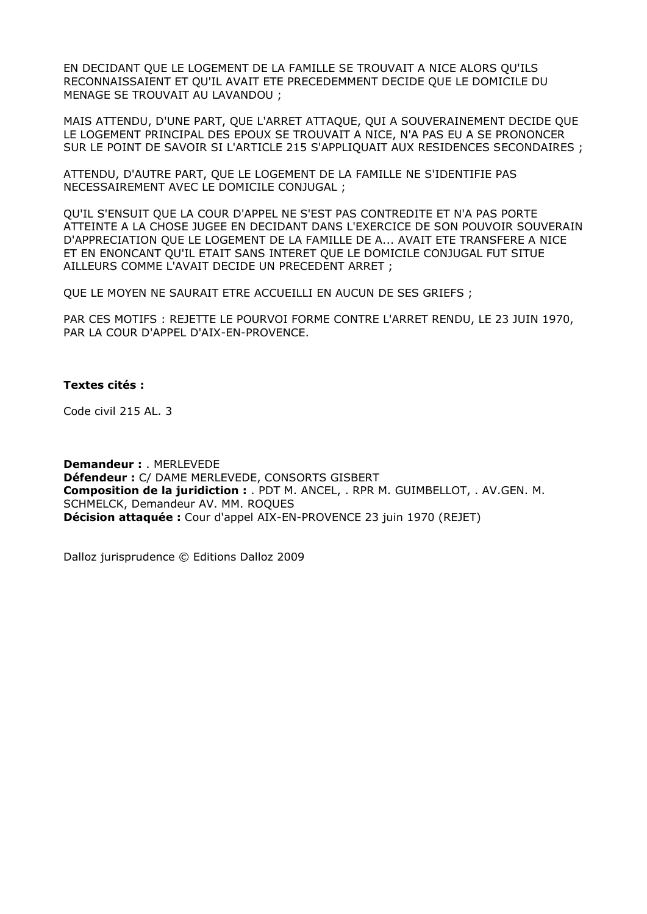EN DECIDANT QUE LE LOGEMENT DE LA FAMILLE SE TROUVAIT A NICE ALORS QU'ILS RECONNAISSAIENT ET QU'IL AVAIT ETE PRECEDEMMENT DECIDE QUE LE DOMICILE DU MENAGE SE TROUVAIT AU LAVANDOU ;

MAIS ATTENDU, D'UNE PART, QUE L'ARRET ATTAQUE, QUI A SOUVERAINEMENT DECIDE QUE LE LOGEMENT PRINCIPAL DES EPOUX SE TROUVAIT A NICE, N'A PAS EU A SE PRONONCER SUR LE POINT DE SAVOIR SI L'ARTICLE 215 S'APPLIQUAIT AUX RESIDENCES SECONDAIRES ;

ATTENDU, D'AUTRE PART, QUE LE LOGEMENT DE LA FAMILLE NE S'IDENTIFIE PAS NECESSAIREMENT AVEC LE DOMICILE CONJUGAL ;

QU'IL S'ENSUIT QUE LA COUR D'APPEL NE S'EST PAS CONTREDITE ET N'A PAS PORTE ATTEINTE A LA CHOSE JUGEE EN DECIDANT DANS L'EXERCICE DE SON POUVOIR SOUVERAIN D'APPRECIATION QUE LE LOGEMENT DE LA FAMILLE DE A... AVAIT ETE TRANSFERE A NICE ET EN ENONCANT QU'IL ETAIT SANS INTERET QUE LE DOMICILE CONJUGAL FUT SITUE AILLEURS COMME L'AVAIT DECIDE UN PRECEDENT ARRET ;

QUE LE MOYEN NE SAURAIT ETRE ACCUEILLI EN AUCUN DE SES GRIEFS ;

PAR CES MOTIFS : REJETTE LE POURVOI FORME CONTRE L'ARRET RENDU, LE 23 JUIN 1970, PAR LA COUR D'APPEL D'AIX-EN-PROVENCE.

**Textes cités :**

Code civil 215 AL. 3

**Demandeur :** . MERLEVEDE
**Défendeur :** C/ DAME MERLEVEDE, CONSORTS GISBERT
**Composition de la juridiction :** . PDT M. ANCEL, . RPR M. GUIMBELLOT, . AV.GEN. M. SCHMELCK, Demandeur AV. MM. ROQUES
**Décision attaquée :** Cour d'appel AIX-EN-PROVENCE 23 juin 1970 (REJET)

Dalloz jurisprudence © Editions Dalloz 2009